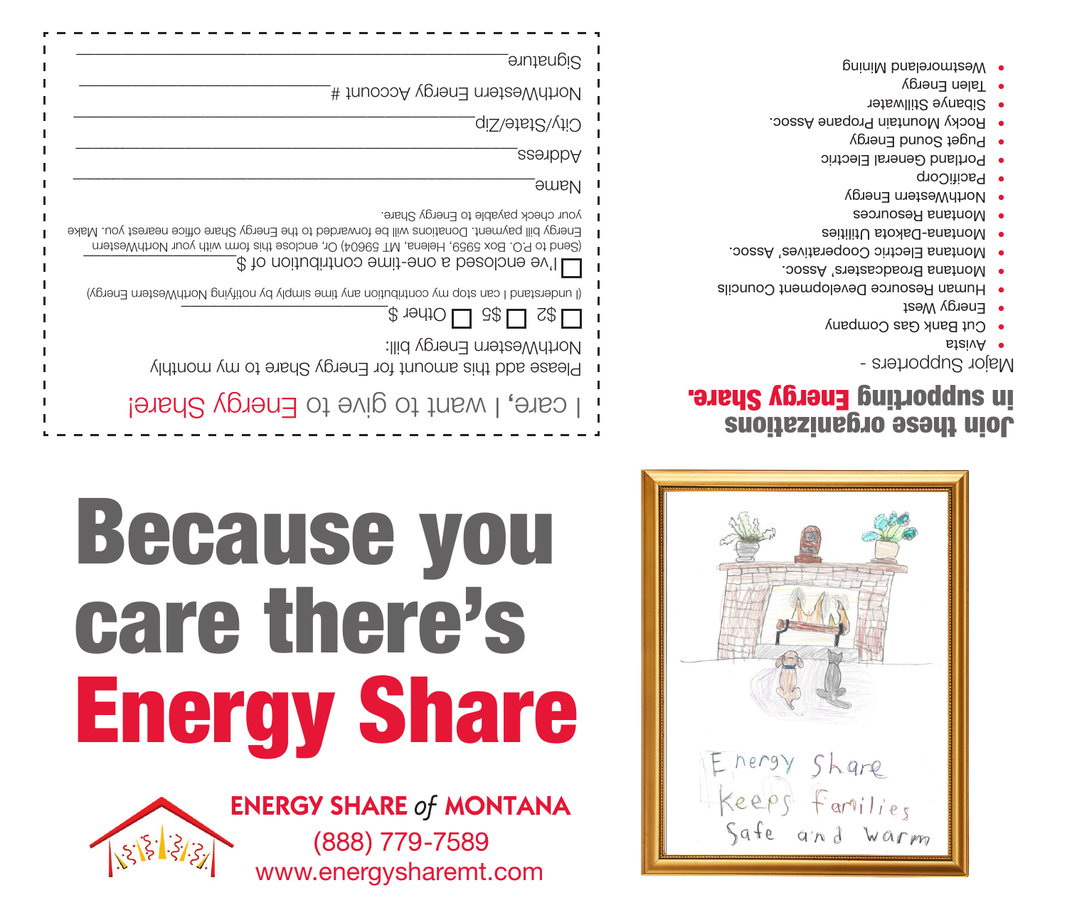# Because you care there's Energy Share

**ENERGY SHARE *of* MONTANA**

(888) 779-7589

www.energysharemt.com

Energy Share Keeps Families Safe and Warm

## Join these organizations in supporting Energy Share.

Major Supporters -

- Avista
- Cut Bank Gas Company
- Energy West
- Human Resource Development Councils
- Montana Broadcasters' Assoc.
- Montana Electric Cooperatives' Assoc.
- Montana-Dakota Utilities
- Montana Resources
- NorthWestern Energy
- PacifiCorp
- Portland General Electric
- Puget Sound Energy
- Rocky Mountain Propane Assoc.
- Sibanye Stillwater
- Talen Energy
- Westmoreland Mining

---

## I care, I want to give to Energy Share!

Please add this amount for Energy Share to my monthly NorthWestern Energy bill:

☐ $2 ☐ $5 ☐ Other $\_\_\_\_\_\_\_\_\_\_\_\_\_\_\_\_\_\_\_\_

(I understand I can stop my contribution any time simply by notifying NorthWestern Energy)

☐ I've enclosed a one-time contribution of $\_\_\_\_\_\_\_\_\_\_\_\_\_\_\_\_\_\_\_\_

(Send to P.O. Box 5959, Helena, MT 59604) Or, enclose this form with your NorthWestern Energy bill payment. Donations will be forwarded to the Energy Share office nearest you. Make your check payable to Energy Share.

Name \_\_\_\_\_\_\_\_\_\_\_\_\_\_\_\_\_\_\_\_\_\_\_\_\_\_\_\_\_\_\_\_\_\_\_\_\_\_\_\_

Address \_\_\_\_\_\_\_\_\_\_\_\_\_\_\_\_\_\_\_\_\_\_\_\_\_\_\_\_\_\_\_\_\_\_\_\_\_\_\_\_

City/State/Zip \_\_\_\_\_\_\_\_\_\_\_\_\_\_\_\_\_\_\_\_\_\_\_\_\_\_\_\_\_\_\_\_\_\_\_\_\_\_\_\_

NorthWestern Energy Account # \_\_\_\_\_\_\_\_\_\_\_\_\_\_\_\_\_\_\_\_\_\_\_\_\_\_\_\_\_\_\_\_

Signature \_\_\_\_\_\_\_\_\_\_\_\_\_\_\_\_\_\_\_\_\_\_\_\_\_\_\_\_\_\_\_\_\_\_\_\_\_\_\_\_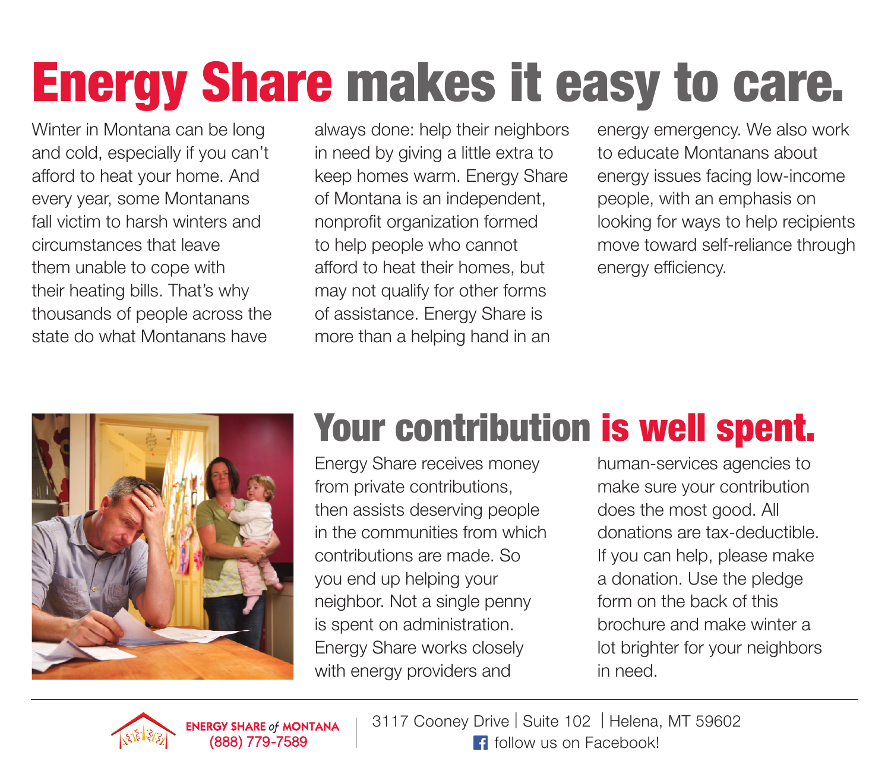# Energy Share makes it easy to care.

Winter in Montana can be long and cold, especially if you can't afford to heat your home. And every year, some Montanans fall victim to harsh winters and circumstances that leave them unable to cope with their heating bills. That's why thousands of people across the state do what Montanans have always done: help their neighbors in need by giving a little extra to keep homes warm. Energy Share of Montana is an independent, nonprofit organization formed to help people who cannot afford to heat their homes, but may not qualify for other forms of assistance. Energy Share is more than a helping hand in an energy emergency. We also work to educate Montanans about energy issues facing low-income people, with an emphasis on looking for ways to help recipients move toward self-reliance through energy efficiency.

## Your contribution is well spent.

Energy Share receives money from private contributions, then assists deserving people in the communities from which contributions are made. So you end up helping your neighbor. Not a single penny is spent on administration. Energy Share works closely with energy providers and human-services agencies to make sure your contribution does the most good. All donations are tax-deductible. If you can help, please make a donation. Use the pledge form on the back of this brochure and make winter a lot brighter for your neighbors in need.

ENERGY SHARE *of* MONTANA
(888) 779-7589

3117 Cooney Drive | Suite 102 | Helena, MT 59602
follow us on Facebook!